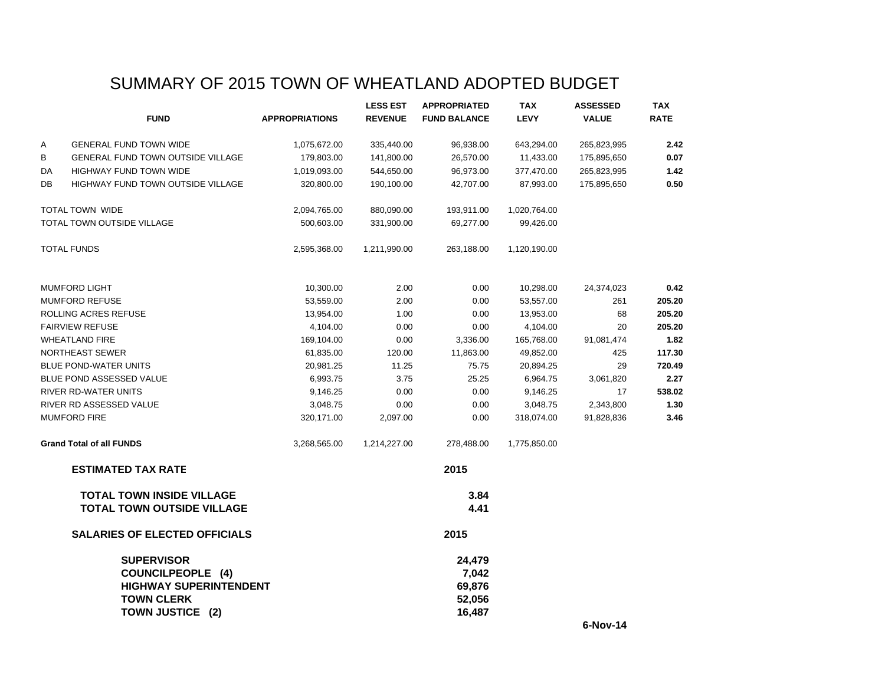# SUMMARY OF 2015 TOWN OF WHEATLAND ADOPTED BUDGET

| | FUND | APPROPRIATIONS | LESS EST REVENUE | APPROPRIATED FUND BALANCE | TAX LEVY | ASSESSED VALUE | TAX RATE |
|---|---|---|---|---|---|---|---|
| A | GENERAL FUND TOWN WIDE | 1,075,672.00 | 335,440.00 | 96,938.00 | 643,294.00 | 265,823,995 | **2.42** |
| B | GENERAL FUND TOWN OUTSIDE VILLAGE | 179,803.00 | 141,800.00 | 26,570.00 | 11,433.00 | 175,895,650 | **0.07** |
| DA | HIGHWAY FUND TOWN WIDE | 1,019,093.00 | 544,650.00 | 96,973.00 | 377,470.00 | 265,823,995 | **1.42** |
| DB | HIGHWAY FUND TOWN OUTSIDE VILLAGE | 320,800.00 | 190,100.00 | 42,707.00 | 87,993.00 | 175,895,650 | **0.50** |
| | TOTAL TOWN WIDE | 2,094,765.00 | 880,090.00 | 193,911.00 | 1,020,764.00 | | |
| | TOTAL TOWN OUTSIDE VILLAGE | 500,603.00 | 331,900.00 | 69,277.00 | 99,426.00 | | |
| | TOTAL FUNDS | 2,595,368.00 | 1,211,990.00 | 263,188.00 | 1,120,190.00 | | |
| | MUMFORD LIGHT | 10,300.00 | 2.00 | 0.00 | 10,298.00 | 24,374,023 | **0.42** |
| | MUMFORD REFUSE | 53,559.00 | 2.00 | 0.00 | 53,557.00 | 261 | **205.20** |
| | ROLLING ACRES REFUSE | 13,954.00 | 1.00 | 0.00 | 13,953.00 | 68 | **205.20** |
| | FAIRVIEW REFUSE | 4,104.00 | 0.00 | 0.00 | 4,104.00 | 20 | **205.20** |
| | WHEATLAND FIRE | 169,104.00 | 0.00 | 3,336.00 | 165,768.00 | 91,081,474 | **1.82** |
| | NORTHEAST SEWER | 61,835.00 | 120.00 | 11,863.00 | 49,852.00 | 425 | **117.30** |
| | BLUE POND-WATER UNITS | 20,981.25 | 11.25 | 75.75 | 20,894.25 | 29 | **720.49** |
| | BLUE POND ASSESSED VALUE | 6,993.75 | 3.75 | 25.25 | 6,964.75 | 3,061,820 | **2.27** |
| | RIVER RD-WATER UNITS | 9,146.25 | 0.00 | 0.00 | 9,146.25 | 17 | **538.02** |
| | RIVER RD ASSESSED VALUE | 3,048.75 | 0.00 | 0.00 | 3,048.75 | 2,343,800 | **1.30** |
| | MUMFORD FIRE | 320,171.00 | 2,097.00 | 0.00 | 318,074.00 | 91,828,836 | **3.46** |
| | **Grand Total of all FUNDS** | 3,268,565.00 | 1,214,227.00 | 278,488.00 | 1,775,850.00 | | |

| **ESTIMATED TAX RATE** | **2015** |
|---|---|
| **TOTAL TOWN INSIDE VILLAGE** | **3.84** |
| **TOTAL TOWN OUTSIDE VILLAGE** | **4.41** |

| **SALARIES OF ELECTED OFFICIALS** | **2015** |
|---|---|
| **SUPERVISOR** | **24,479** |
| **COUNCILPEOPLE (4)** | **7,042** |
| **HIGHWAY SUPERINTENDENT** | **69,876** |
| **TOWN CLERK** | **52,056** |
| **TOWN JUSTICE (2)** | **16,487** |

**6-Nov-14**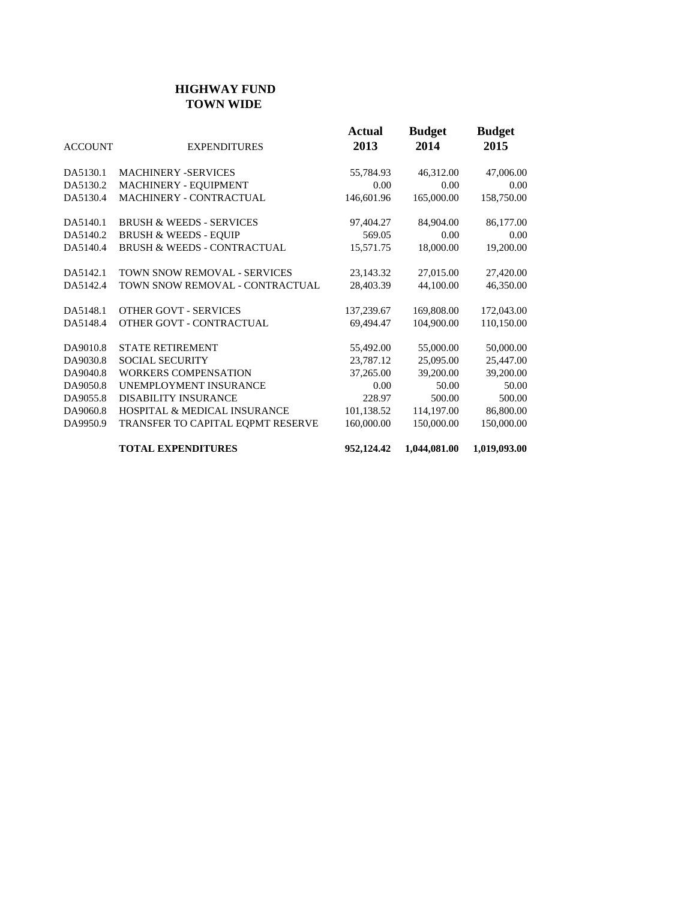## HIGHWAY FUND
## TOWN WIDE

| ACCOUNT | EXPENDITURES | Actual 2013 | Budget 2014 | Budget 2015 |
|---|---|---|---|---|
| DA5130.1 | MACHINERY -SERVICES | 55,784.93 | 46,312.00 | 47,006.00 |
| DA5130.2 | MACHINERY - EQUIPMENT | 0.00 | 0.00 | 0.00 |
| DA5130.4 | MACHINERY - CONTRACTUAL | 146,601.96 | 165,000.00 | 158,750.00 |
| DA5140.1 | BRUSH & WEEDS - SERVICES | 97,404.27 | 84,904.00 | 86,177.00 |
| DA5140.2 | BRUSH & WEEDS - EQUIP | 569.05 | 0.00 | 0.00 |
| DA5140.4 | BRUSH & WEEDS - CONTRACTUAL | 15,571.75 | 18,000.00 | 19,200.00 |
| DA5142.1 | TOWN SNOW REMOVAL - SERVICES | 23,143.32 | 27,015.00 | 27,420.00 |
| DA5142.4 | TOWN SNOW REMOVAL - CONTRACTUAL | 28,403.39 | 44,100.00 | 46,350.00 |
| DA5148.1 | OTHER GOVT - SERVICES | 137,239.67 | 169,808.00 | 172,043.00 |
| DA5148.4 | OTHER GOVT - CONTRACTUAL | 69,494.47 | 104,900.00 | 110,150.00 |
| DA9010.8 | STATE RETIREMENT | 55,492.00 | 55,000.00 | 50,000.00 |
| DA9030.8 | SOCIAL SECURITY | 23,787.12 | 25,095.00 | 25,447.00 |
| DA9040.8 | WORKERS COMPENSATION | 37,265.00 | 39,200.00 | 39,200.00 |
| DA9050.8 | UNEMPLOYMENT INSURANCE | 0.00 | 50.00 | 50.00 |
| DA9055.8 | DISABILITY INSURANCE | 228.97 | 500.00 | 500.00 |
| DA9060.8 | HOSPITAL & MEDICAL INSURANCE | 101,138.52 | 114,197.00 | 86,800.00 |
| DA9950.9 | TRANSFER TO CAPITAL EQPMT RESERVE | 160,000.00 | 150,000.00 | 150,000.00 |
| | **TOTAL EXPENDITURES** | **952,124.42** | **1,044,081.00** | **1,019,093.00** |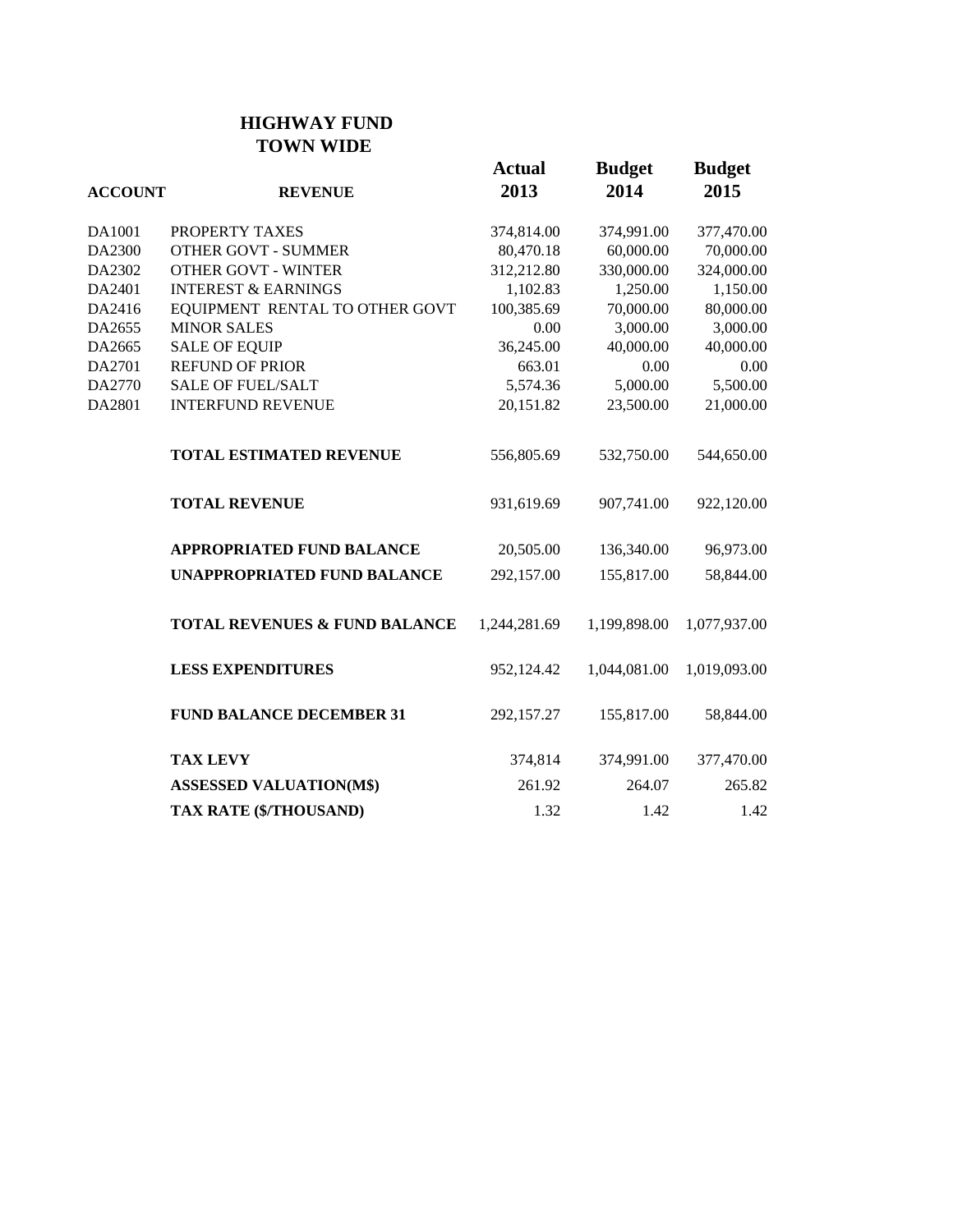# HIGHWAY FUND
## TOWN WIDE

| ACCOUNT | REVENUE | Actual 2013 | Budget 2014 | Budget 2015 |
|---|---|---|---|---|
| DA1001 | PROPERTY TAXES | 374,814.00 | 374,991.00 | 377,470.00 |
| DA2300 | OTHER GOVT - SUMMER | 80,470.18 | 60,000.00 | 70,000.00 |
| DA2302 | OTHER GOVT - WINTER | 312,212.80 | 330,000.00 | 324,000.00 |
| DA2401 | INTEREST & EARNINGS | 1,102.83 | 1,250.00 | 1,150.00 |
| DA2416 | EQUIPMENT RENTAL TO OTHER GOVT | 100,385.69 | 70,000.00 | 80,000.00 |
| DA2655 | MINOR SALES | 0.00 | 3,000.00 | 3,000.00 |
| DA2665 | SALE OF EQUIP | 36,245.00 | 40,000.00 | 40,000.00 |
| DA2701 | REFUND OF PRIOR | 663.01 | 0.00 | 0.00 |
| DA2770 | SALE OF FUEL/SALT | 5,574.36 | 5,000.00 | 5,500.00 |
| DA2801 | INTERFUND REVENUE | 20,151.82 | 23,500.00 | 21,000.00 |
| | **TOTAL ESTIMATED REVENUE** | 556,805.69 | 532,750.00 | 544,650.00 |
| | **TOTAL REVENUE** | 931,619.69 | 907,741.00 | 922,120.00 |
| | **APPROPRIATED FUND BALANCE** | 20,505.00 | 136,340.00 | 96,973.00 |
| | **UNAPPROPRIATED FUND BALANCE** | 292,157.00 | 155,817.00 | 58,844.00 |
| | **TOTAL REVENUES & FUND BALANCE** | 1,244,281.69 | 1,199,898.00 | 1,077,937.00 |
| | **LESS EXPENDITURES** | 952,124.42 | 1,044,081.00 | 1,019,093.00 |
| | **FUND BALANCE DECEMBER 31** | 292,157.27 | 155,817.00 | 58,844.00 |
| | **TAX LEVY** | 374,814 | 374,991.00 | 377,470.00 |
| | **ASSESSED VALUATION(M$)** | 261.92 | 264.07 | 265.82 |
| | **TAX RATE ($/THOUSAND)** | 1.32 | 1.42 | 1.42 |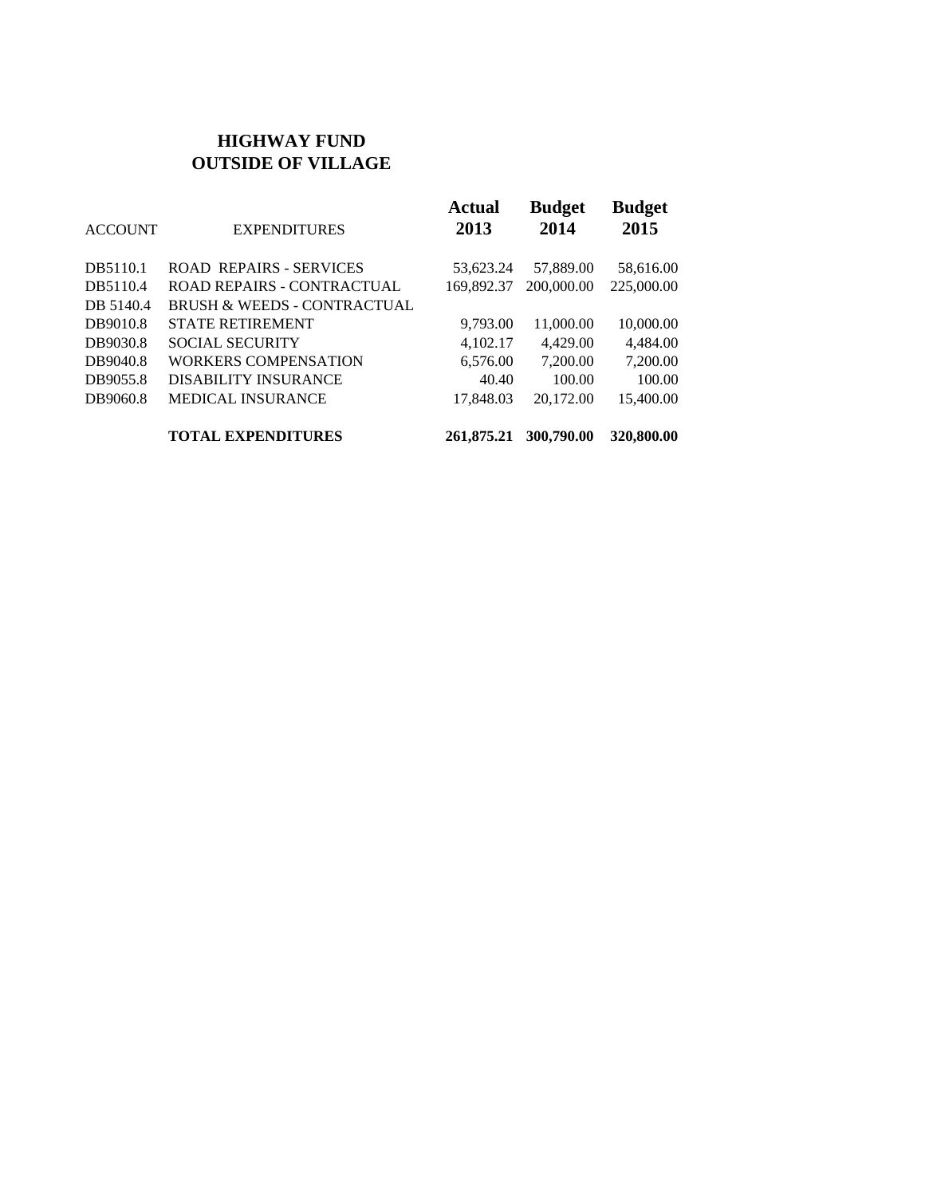## HIGHWAY FUND
## OUTSIDE OF VILLAGE

| ACCOUNT | EXPENDITURES | Actual 2013 | Budget 2014 | Budget 2015 |
|---|---|---|---|---|
| DB5110.1 | ROAD REPAIRS - SERVICES | 53,623.24 | 57,889.00 | 58,616.00 |
| DB5110.4 | ROAD REPAIRS - CONTRACTUAL | 169,892.37 | 200,000.00 | 225,000.00 |
| DB 5140.4 | BRUSH & WEEDS - CONTRACTUAL | | | |
| DB9010.8 | STATE RETIREMENT | 9,793.00 | 11,000.00 | 10,000.00 |
| DB9030.8 | SOCIAL SECURITY | 4,102.17 | 4,429.00 | 4,484.00 |
| DB9040.8 | WORKERS COMPENSATION | 6,576.00 | 7,200.00 | 7,200.00 |
| DB9055.8 | DISABILITY INSURANCE | 40.40 | 100.00 | 100.00 |
| DB9060.8 | MEDICAL INSURANCE | 17,848.03 | 20,172.00 | 15,400.00 |
| | **TOTAL EXPENDITURES** | **261,875.21** | **300,790.00** | **320,800.00** |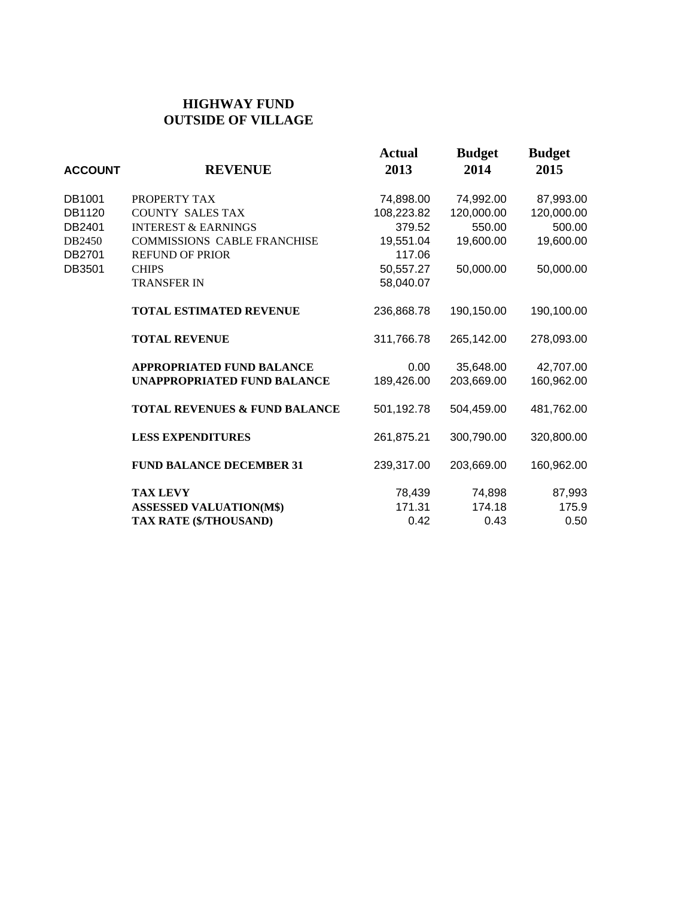# HIGHWAY FUND
## OUTSIDE OF VILLAGE

| ACCOUNT | REVENUE | Actual 2013 | Budget 2014 | Budget 2015 |
|---|---|---|---|---|
| DB1001 | PROPERTY TAX | 74,898.00 | 74,992.00 | 87,993.00 |
| DB1120 | COUNTY SALES TAX | 108,223.82 | 120,000.00 | 120,000.00 |
| DB2401 | INTEREST & EARNINGS | 379.52 | 550.00 | 500.00 |
| DB2450 | COMMISSIONS CABLE FRANCHISE | 19,551.04 | 19,600.00 | 19,600.00 |
| DB2701 | REFUND OF PRIOR | 117.06 | | |
| DB3501 | CHIPS | 50,557.27 | 50,000.00 | 50,000.00 |
| | TRANSFER IN | 58,040.07 | | |
| | **TOTAL ESTIMATED REVENUE** | 236,868.78 | 190,150.00 | 190,100.00 |
| | **TOTAL REVENUE** | 311,766.78 | 265,142.00 | 278,093.00 |
| | **APPROPRIATED FUND BALANCE** | 0.00 | 35,648.00 | 42,707.00 |
| | **UNAPPROPRIATED FUND BALANCE** | 189,426.00 | 203,669.00 | 160,962.00 |
| | **TOTAL REVENUES & FUND BALANCE** | 501,192.78 | 504,459.00 | 481,762.00 |
| | **LESS EXPENDITURES** | 261,875.21 | 300,790.00 | 320,800.00 |
| | **FUND BALANCE DECEMBER 31** | 239,317.00 | 203,669.00 | 160,962.00 |
| | **TAX LEVY** | 78,439 | 74,898 | 87,993 |
| | **ASSESSED VALUATION(M$)** | 171.31 | 174.18 | 175.9 |
| | **TAX RATE ($/THOUSAND)** | 0.42 | 0.43 | 0.50 |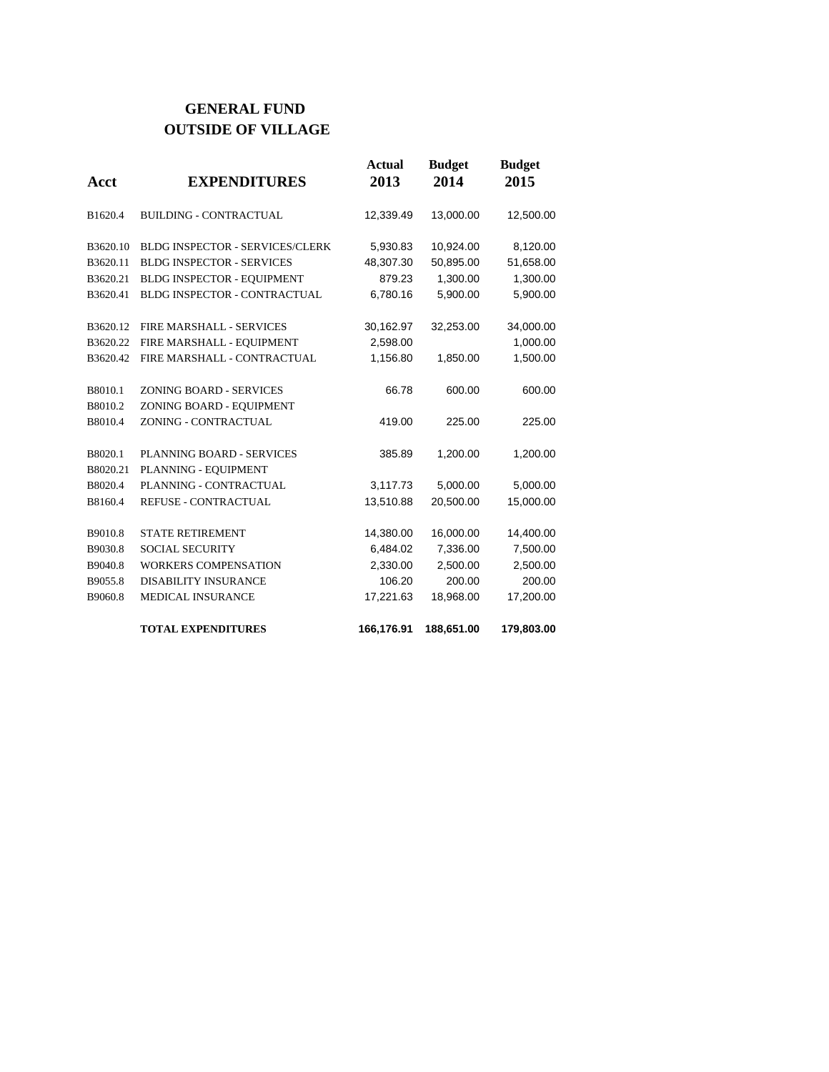# GENERAL FUND
## OUTSIDE OF VILLAGE

| Acct | EXPENDITURES | Actual 2013 | Budget 2014 | Budget 2015 |
|---|---|---|---|---|
| B1620.4 | BUILDING - CONTRACTUAL | 12,339.49 | 13,000.00 | 12,500.00 |
| B3620.10 | BLDG INSPECTOR - SERVICES/CLERK | 5,930.83 | 10,924.00 | 8,120.00 |
| B3620.11 | BLDG INSPECTOR - SERVICES | 48,307.30 | 50,895.00 | 51,658.00 |
| B3620.21 | BLDG INSPECTOR - EQUIPMENT | 879.23 | 1,300.00 | 1,300.00 |
| B3620.41 | BLDG INSPECTOR - CONTRACTUAL | 6,780.16 | 5,900.00 | 5,900.00 |
| B3620.12 | FIRE MARSHALL - SERVICES | 30,162.97 | 32,253.00 | 34,000.00 |
| B3620.22 | FIRE MARSHALL - EQUIPMENT | 2,598.00 | | 1,000.00 |
| B3620.42 | FIRE MARSHALL - CONTRACTUAL | 1,156.80 | 1,850.00 | 1,500.00 |
| B8010.1 | ZONING BOARD - SERVICES | 66.78 | 600.00 | 600.00 |
| B8010.2 | ZONING BOARD - EQUIPMENT | | | |
| B8010.4 | ZONING - CONTRACTUAL | 419.00 | 225.00 | 225.00 |
| B8020.1 | PLANNING BOARD - SERVICES | 385.89 | 1,200.00 | 1,200.00 |
| B8020.21 | PLANNING - EQUIPMENT | | | |
| B8020.4 | PLANNING - CONTRACTUAL | 3,117.73 | 5,000.00 | 5,000.00 |
| B8160.4 | REFUSE - CONTRACTUAL | 13,510.88 | 20,500.00 | 15,000.00 |
| B9010.8 | STATE RETIREMENT | 14,380.00 | 16,000.00 | 14,400.00 |
| B9030.8 | SOCIAL SECURITY | 6,484.02 | 7,336.00 | 7,500.00 |
| B9040.8 | WORKERS COMPENSATION | 2,330.00 | 2,500.00 | 2,500.00 |
| B9055.8 | DISABILITY INSURANCE | 106.20 | 200.00 | 200.00 |
| B9060.8 | MEDICAL INSURANCE | 17,221.63 | 18,968.00 | 17,200.00 |
| | **TOTAL EXPENDITURES** | **166,176.91** | **188,651.00** | **179,803.00** |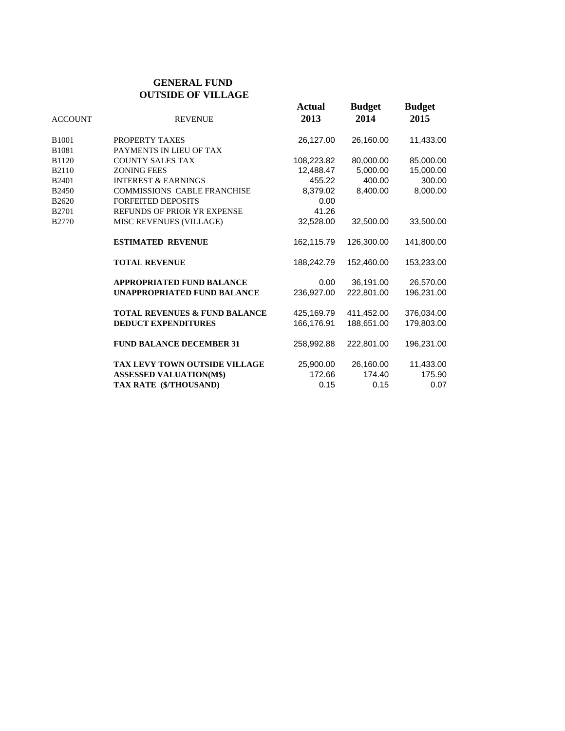# GENERAL FUND
## OUTSIDE OF VILLAGE

| ACCOUNT | REVENUE | Actual 2013 | Budget 2014 | Budget 2015 |
|---|---|---|---|---|
| B1001 | PROPERTY TAXES | 26,127.00 | 26,160.00 | 11,433.00 |
| B1081 | PAYMENTS IN LIEU OF TAX | | | |
| B1120 | COUNTY SALES TAX | 108,223.82 | 80,000.00 | 85,000.00 |
| B2110 | ZONING FEES | 12,488.47 | 5,000.00 | 15,000.00 |
| B2401 | INTEREST & EARNINGS | 455.22 | 400.00 | 300.00 |
| B2450 | COMMISSIONS CABLE FRANCHISE | 8,379.02 | 8,400.00 | 8,000.00 |
| B2620 | FORFEITED DEPOSITS | 0.00 | | |
| B2701 | REFUNDS OF PRIOR YR EXPENSE | 41.26 | | |
| B2770 | MISC REVENUES (VILLAGE) | 32,528.00 | 32,500.00 | 33,500.00 |
| | **ESTIMATED REVENUE** | 162,115.79 | 126,300.00 | 141,800.00 |
| | **TOTAL REVENUE** | 188,242.79 | 152,460.00 | 153,233.00 |
| | **APPROPRIATED FUND BALANCE** | 0.00 | 36,191.00 | 26,570.00 |
| | **UNAPPROPRIATED FUND BALANCE** | 236,927.00 | 222,801.00 | 196,231.00 |
| | **TOTAL REVENUES & FUND BALANCE** | 425,169.79 | 411,452.00 | 376,034.00 |
| | **DEDUCT EXPENDITURES** | 166,176.91 | 188,651.00 | 179,803.00 |
| | **FUND BALANCE DECEMBER 31** | 258,992.88 | 222,801.00 | 196,231.00 |
| | **TAX LEVY TOWN OUTSIDE VILLAGE** | 25,900.00 | 26,160.00 | 11,433.00 |
| | **ASSESSED VALUATION(M$)** | 172.66 | 174.40 | 175.90 |
| | **TAX RATE ($/THOUSAND)** | 0.15 | 0.15 | 0.07 |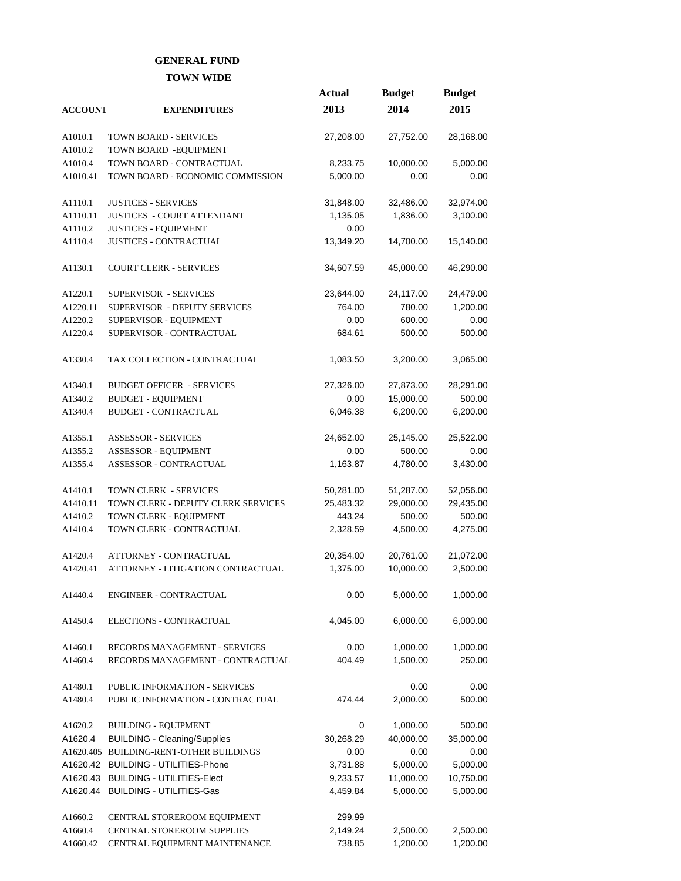**GENERAL FUND**

**TOWN WIDE**

| ACCOUNT | EXPENDITURES | Actual 2013 | Budget 2014 | Budget 2015 |
|---|---|---|---|---|
| A1010.1 | TOWN BOARD - SERVICES | 27,208.00 | 27,752.00 | 28,168.00 |
| A1010.2 | TOWN BOARD -EQUIPMENT | | | |
| A1010.4 | TOWN BOARD - CONTRACTUAL | 8,233.75 | 10,000.00 | 5,000.00 |
| A1010.41 | TOWN BOARD - ECONOMIC COMMISSION | 5,000.00 | 0.00 | 0.00 |
| A1110.1 | JUSTICES - SERVICES | 31,848.00 | 32,486.00 | 32,974.00 |
| A1110.11 | JUSTICES - COURT ATTENDANT | 1,135.05 | 1,836.00 | 3,100.00 |
| A1110.2 | JUSTICES - EQUIPMENT | 0.00 | | |
| A1110.4 | JUSTICES - CONTRACTUAL | 13,349.20 | 14,700.00 | 15,140.00 |
| A1130.1 | COURT CLERK - SERVICES | 34,607.59 | 45,000.00 | 46,290.00 |
| A1220.1 | SUPERVISOR - SERVICES | 23,644.00 | 24,117.00 | 24,479.00 |
| A1220.11 | SUPERVISOR - DEPUTY SERVICES | 764.00 | 780.00 | 1,200.00 |
| A1220.2 | SUPERVISOR - EQUIPMENT | 0.00 | 600.00 | 0.00 |
| A1220.4 | SUPERVISOR - CONTRACTUAL | 684.61 | 500.00 | 500.00 |
| A1330.4 | TAX COLLECTION - CONTRACTUAL | 1,083.50 | 3,200.00 | 3,065.00 |
| A1340.1 | BUDGET OFFICER - SERVICES | 27,326.00 | 27,873.00 | 28,291.00 |
| A1340.2 | BUDGET - EQUIPMENT | 0.00 | 15,000.00 | 500.00 |
| A1340.4 | BUDGET - CONTRACTUAL | 6,046.38 | 6,200.00 | 6,200.00 |
| A1355.1 | ASSESSOR - SERVICES | 24,652.00 | 25,145.00 | 25,522.00 |
| A1355.2 | ASSESSOR - EQUIPMENT | 0.00 | 500.00 | 0.00 |
| A1355.4 | ASSESSOR - CONTRACTUAL | 1,163.87 | 4,780.00 | 3,430.00 |
| A1410.1 | TOWN CLERK - SERVICES | 50,281.00 | 51,287.00 | 52,056.00 |
| A1410.11 | TOWN CLERK - DEPUTY CLERK SERVICES | 25,483.32 | 29,000.00 | 29,435.00 |
| A1410.2 | TOWN CLERK - EQUIPMENT | 443.24 | 500.00 | 500.00 |
| A1410.4 | TOWN CLERK - CONTRACTUAL | 2,328.59 | 4,500.00 | 4,275.00 |
| A1420.4 | ATTORNEY - CONTRACTUAL | 20,354.00 | 20,761.00 | 21,072.00 |
| A1420.41 | ATTORNEY - LITIGATION CONTRACTUAL | 1,375.00 | 10,000.00 | 2,500.00 |
| A1440.4 | ENGINEER - CONTRACTUAL | 0.00 | 5,000.00 | 1,000.00 |
| A1450.4 | ELECTIONS - CONTRACTUAL | 4,045.00 | 6,000.00 | 6,000.00 |
| A1460.1 | RECORDS MANAGEMENT - SERVICES | 0.00 | 1,000.00 | 1,000.00 |
| A1460.4 | RECORDS MANAGEMENT - CONTRACTUAL | 404.49 | 1,500.00 | 250.00 |
| A1480.1 | PUBLIC INFORMATION - SERVICES | | 0.00 | 0.00 |
| A1480.4 | PUBLIC INFORMATION - CONTRACTUAL | 474.44 | 2,000.00 | 500.00 |
| A1620.2 | BUILDING - EQUIPMENT | 0 | 1,000.00 | 500.00 |
| A1620.4 | BUILDING - Cleaning/Supplies | 30,268.29 | 40,000.00 | 35,000.00 |
| A1620.405 | BUILDING-RENT-OTHER BUILDINGS | 0.00 | 0.00 | 0.00 |
| A1620.42 | BUILDING - UTILITIES-Phone | 3,731.88 | 5,000.00 | 5,000.00 |
| A1620.43 | BUILDING - UTILITIES-Elect | 9,233.57 | 11,000.00 | 10,750.00 |
| A1620.44 | BUILDING - UTILITIES-Gas | 4,459.84 | 5,000.00 | 5,000.00 |
| A1660.2 | CENTRAL STOREROOM EQUIPMENT | 299.99 | | |
| A1660.4 | CENTRAL STOREROOM SUPPLIES | 2,149.24 | 2,500.00 | 2,500.00 |
| A1660.42 | CENTRAL EQUIPMENT MAINTENANCE | 738.85 | 1,200.00 | 1,200.00 |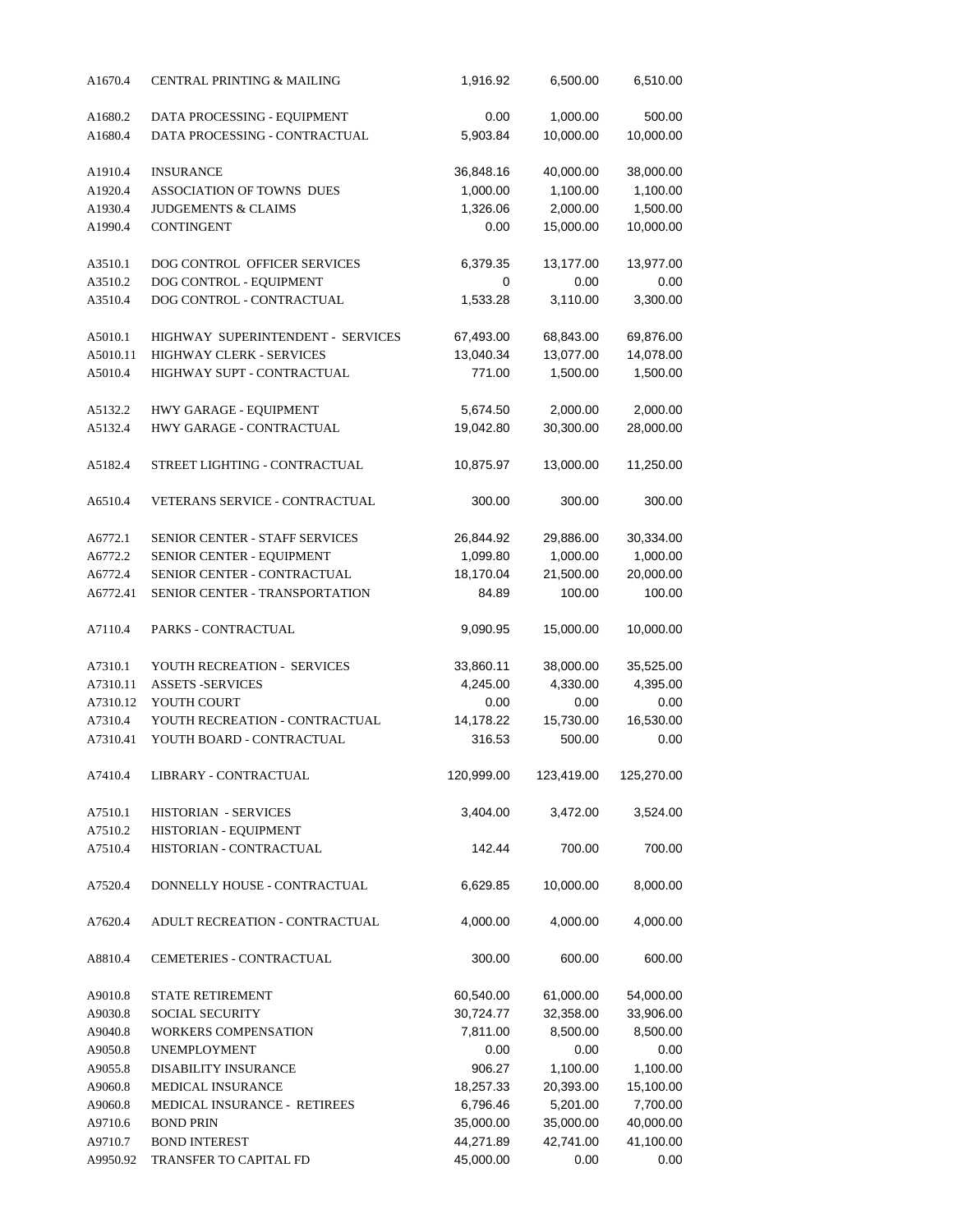| | | | | |
|---|---|---|---|---|
| A1670.4 | CENTRAL PRINTING & MAILING | 1,916.92 | 6,500.00 | 6,510.00 |
| | | | | |
| A1680.2 | DATA PROCESSING - EQUIPMENT | 0.00 | 1,000.00 | 500.00 |
| A1680.4 | DATA PROCESSING - CONTRACTUAL | 5,903.84 | 10,000.00 | 10,000.00 |
| | | | | |
| A1910.4 | INSURANCE | 36,848.16 | 40,000.00 | 38,000.00 |
| A1920.4 | ASSOCIATION OF TOWNS DUES | 1,000.00 | 1,100.00 | 1,100.00 |
| A1930.4 | JUDGEMENTS & CLAIMS | 1,326.06 | 2,000.00 | 1,500.00 |
| A1990.4 | CONTINGENT | 0.00 | 15,000.00 | 10,000.00 |
| | | | | |
| A3510.1 | DOG CONTROL OFFICER SERVICES | 6,379.35 | 13,177.00 | 13,977.00 |
| A3510.2 | DOG CONTROL - EQUIPMENT | 0 | 0.00 | 0.00 |
| A3510.4 | DOG CONTROL - CONTRACTUAL | 1,533.28 | 3,110.00 | 3,300.00 |
| | | | | |
| A5010.1 | HIGHWAY SUPERINTENDENT - SERVICES | 67,493.00 | 68,843.00 | 69,876.00 |
| A5010.11 | HIGHWAY CLERK - SERVICES | 13,040.34 | 13,077.00 | 14,078.00 |
| A5010.4 | HIGHWAY SUPT - CONTRACTUAL | 771.00 | 1,500.00 | 1,500.00 |
| | | | | |
| A5132.2 | HWY GARAGE - EQUIPMENT | 5,674.50 | 2,000.00 | 2,000.00 |
| A5132.4 | HWY GARAGE - CONTRACTUAL | 19,042.80 | 30,300.00 | 28,000.00 |
| | | | | |
| A5182.4 | STREET LIGHTING - CONTRACTUAL | 10,875.97 | 13,000.00 | 11,250.00 |
| | | | | |
| A6510.4 | VETERANS SERVICE - CONTRACTUAL | 300.00 | 300.00 | 300.00 |
| | | | | |
| A6772.1 | SENIOR CENTER - STAFF SERVICES | 26,844.92 | 29,886.00 | 30,334.00 |
| A6772.2 | SENIOR CENTER - EQUIPMENT | 1,099.80 | 1,000.00 | 1,000.00 |
| A6772.4 | SENIOR CENTER - CONTRACTUAL | 18,170.04 | 21,500.00 | 20,000.00 |
| A6772.41 | SENIOR CENTER - TRANSPORTATION | 84.89 | 100.00 | 100.00 |
| | | | | |
| A7110.4 | PARKS - CONTRACTUAL | 9,090.95 | 15,000.00 | 10,000.00 |
| | | | | |
| A7310.1 | YOUTH RECREATION - SERVICES | 33,860.11 | 38,000.00 | 35,525.00 |
| A7310.11 | ASSETS -SERVICES | 4,245.00 | 4,330.00 | 4,395.00 |
| A7310.12 | YOUTH COURT | 0.00 | 0.00 | 0.00 |
| A7310.4 | YOUTH RECREATION - CONTRACTUAL | 14,178.22 | 15,730.00 | 16,530.00 |
| A7310.41 | YOUTH BOARD - CONTRACTUAL | 316.53 | 500.00 | 0.00 |
| | | | | |
| A7410.4 | LIBRARY - CONTRACTUAL | 120,999.00 | 123,419.00 | 125,270.00 |
| | | | | |
| A7510.1 | HISTORIAN - SERVICES | 3,404.00 | 3,472.00 | 3,524.00 |
| A7510.2 | HISTORIAN - EQUIPMENT | | | |
| A7510.4 | HISTORIAN - CONTRACTUAL | 142.44 | 700.00 | 700.00 |
| | | | | |
| A7520.4 | DONNELLY HOUSE - CONTRACTUAL | 6,629.85 | 10,000.00 | 8,000.00 |
| | | | | |
| A7620.4 | ADULT RECREATION - CONTRACTUAL | 4,000.00 | 4,000.00 | 4,000.00 |
| | | | | |
| A8810.4 | CEMETERIES - CONTRACTUAL | 300.00 | 600.00 | 600.00 |
| | | | | |
| A9010.8 | STATE RETIREMENT | 60,540.00 | 61,000.00 | 54,000.00 |
| A9030.8 | SOCIAL SECURITY | 30,724.77 | 32,358.00 | 33,906.00 |
| A9040.8 | WORKERS COMPENSATION | 7,811.00 | 8,500.00 | 8,500.00 |
| A9050.8 | UNEMPLOYMENT | 0.00 | 0.00 | 0.00 |
| A9055.8 | DISABILITY INSURANCE | 906.27 | 1,100.00 | 1,100.00 |
| A9060.8 | MEDICAL INSURANCE | 18,257.33 | 20,393.00 | 15,100.00 |
| A9060.8 | MEDICAL INSURANCE - RETIREES | 6,796.46 | 5,201.00 | 7,700.00 |
| A9710.6 | BOND PRIN | 35,000.00 | 35,000.00 | 40,000.00 |
| A9710.7 | BOND INTEREST | 44,271.89 | 42,741.00 | 41,100.00 |
| A9950.92 | TRANSFER TO CAPITAL FD | 45,000.00 | 0.00 | 0.00 |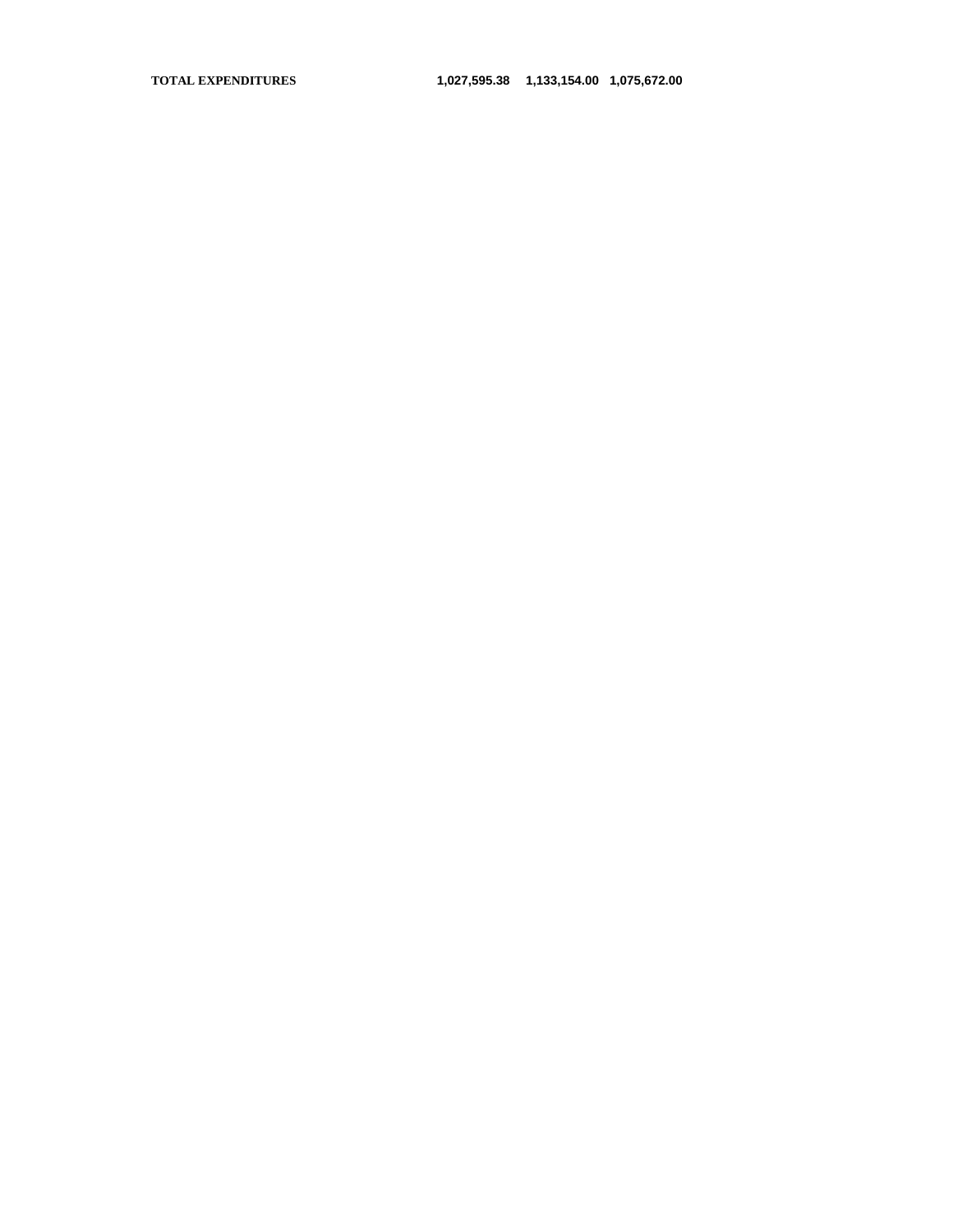| | | | |
|---|---|---|---|
| **TOTAL EXPENDITURES** | **1,027,595.38** | **1,133,154.00** | **1,075,672.00** |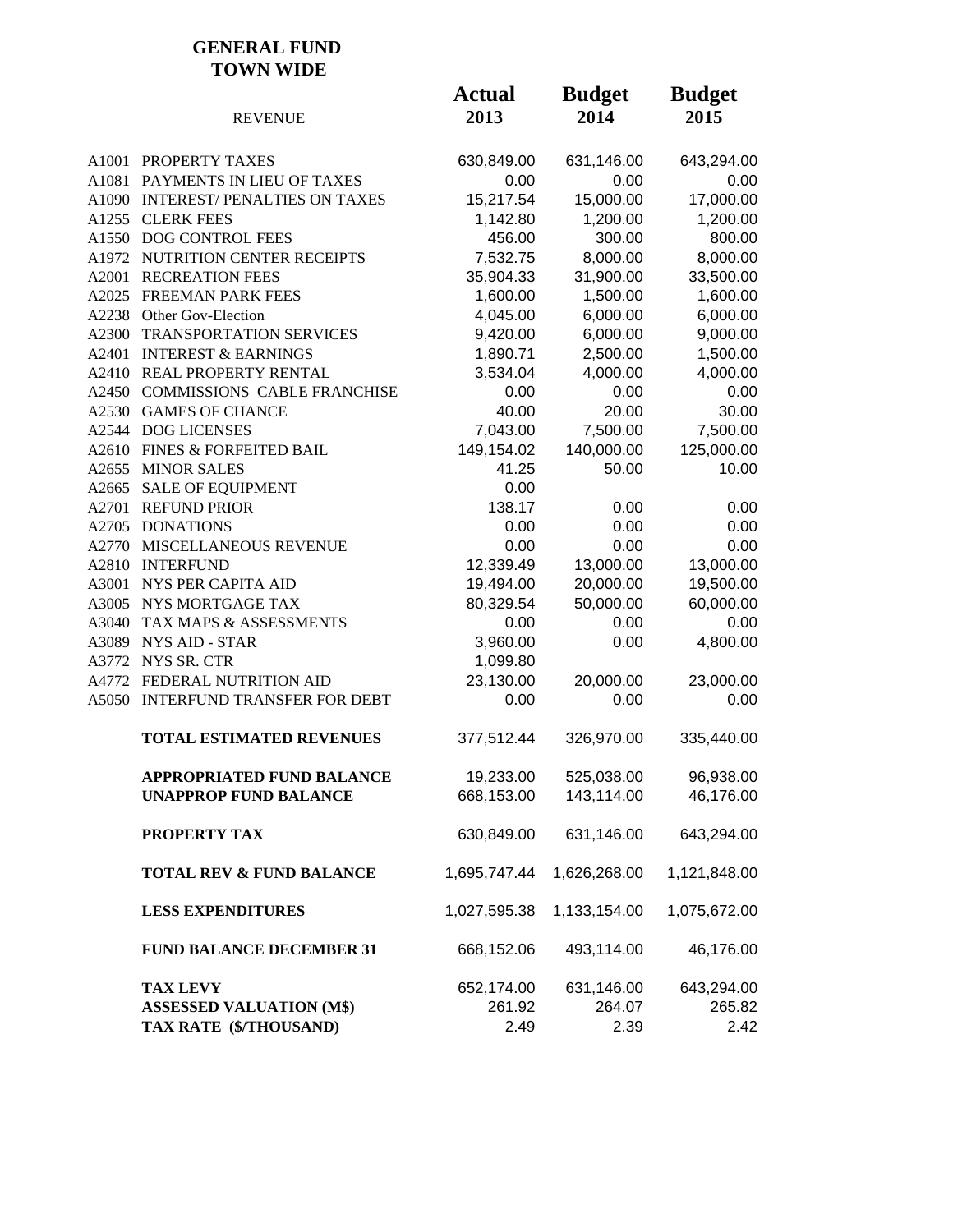# GENERAL FUND
## TOWN WIDE

| | REVENUE | Actual 2013 | Budget 2014 | Budget 2015 |
|---|---|---|---|---|
| A1001 | PROPERTY TAXES | 630,849.00 | 631,146.00 | 643,294.00 |
| A1081 | PAYMENTS IN LIEU OF TAXES | 0.00 | 0.00 | 0.00 |
| A1090 | INTEREST/ PENALTIES ON TAXES | 15,217.54 | 15,000.00 | 17,000.00 |
| A1255 | CLERK FEES | 1,142.80 | 1,200.00 | 1,200.00 |
| A1550 | DOG CONTROL FEES | 456.00 | 300.00 | 800.00 |
| A1972 | NUTRITION CENTER RECEIPTS | 7,532.75 | 8,000.00 | 8,000.00 |
| A2001 | RECREATION FEES | 35,904.33 | 31,900.00 | 33,500.00 |
| A2025 | FREEMAN PARK FEES | 1,600.00 | 1,500.00 | 1,600.00 |
| A2238 | Other Gov-Election | 4,045.00 | 6,000.00 | 6,000.00 |
| A2300 | TRANSPORTATION SERVICES | 9,420.00 | 6,000.00 | 9,000.00 |
| A2401 | INTEREST & EARNINGS | 1,890.71 | 2,500.00 | 1,500.00 |
| A2410 | REAL PROPERTY RENTAL | 3,534.04 | 4,000.00 | 4,000.00 |
| A2450 | COMMISSIONS CABLE FRANCHISE | 0.00 | 0.00 | 0.00 |
| A2530 | GAMES OF CHANCE | 40.00 | 20.00 | 30.00 |
| A2544 | DOG LICENSES | 7,043.00 | 7,500.00 | 7,500.00 |
| A2610 | FINES & FORFEITED BAIL | 149,154.02 | 140,000.00 | 125,000.00 |
| A2655 | MINOR SALES | 41.25 | 50.00 | 10.00 |
| A2665 | SALE OF EQUIPMENT | 0.00 | | |
| A2701 | REFUND PRIOR | 138.17 | 0.00 | 0.00 |
| A2705 | DONATIONS | 0.00 | 0.00 | 0.00 |
| A2770 | MISCELLANEOUS REVENUE | 0.00 | 0.00 | 0.00 |
| A2810 | INTERFUND | 12,339.49 | 13,000.00 | 13,000.00 |
| A3001 | NYS PER CAPITA AID | 19,494.00 | 20,000.00 | 19,500.00 |
| A3005 | NYS MORTGAGE TAX | 80,329.54 | 50,000.00 | 60,000.00 |
| A3040 | TAX MAPS & ASSESSMENTS | 0.00 | 0.00 | 0.00 |
| A3089 | NYS AID - STAR | 3,960.00 | 0.00 | 4,800.00 |
| A3772 | NYS SR. CTR | 1,099.80 | | |
| A4772 | FEDERAL NUTRITION AID | 23,130.00 | 20,000.00 | 23,000.00 |
| A5050 | INTERFUND TRANSFER FOR DEBT | 0.00 | 0.00 | 0.00 |
| | **TOTAL ESTIMATED REVENUES** | 377,512.44 | 326,970.00 | 335,440.00 |
| | **APPROPRIATED FUND BALANCE** | 19,233.00 | 525,038.00 | 96,938.00 |
| | **UNAPPROP FUND BALANCE** | 668,153.00 | 143,114.00 | 46,176.00 |
| | **PROPERTY TAX** | 630,849.00 | 631,146.00 | 643,294.00 |
| | **TOTAL REV & FUND BALANCE** | 1,695,747.44 | 1,626,268.00 | 1,121,848.00 |
| | **LESS EXPENDITURES** | 1,027,595.38 | 1,133,154.00 | 1,075,672.00 |
| | **FUND BALANCE DECEMBER 31** | 668,152.06 | 493,114.00 | 46,176.00 |
| | **TAX LEVY** | 652,174.00 | 631,146.00 | 643,294.00 |
| | **ASSESSED VALUATION (M$)** | 261.92 | 264.07 | 265.82 |
| | **TAX RATE ($/THOUSAND)** | 2.49 | 2.39 | 2.42 |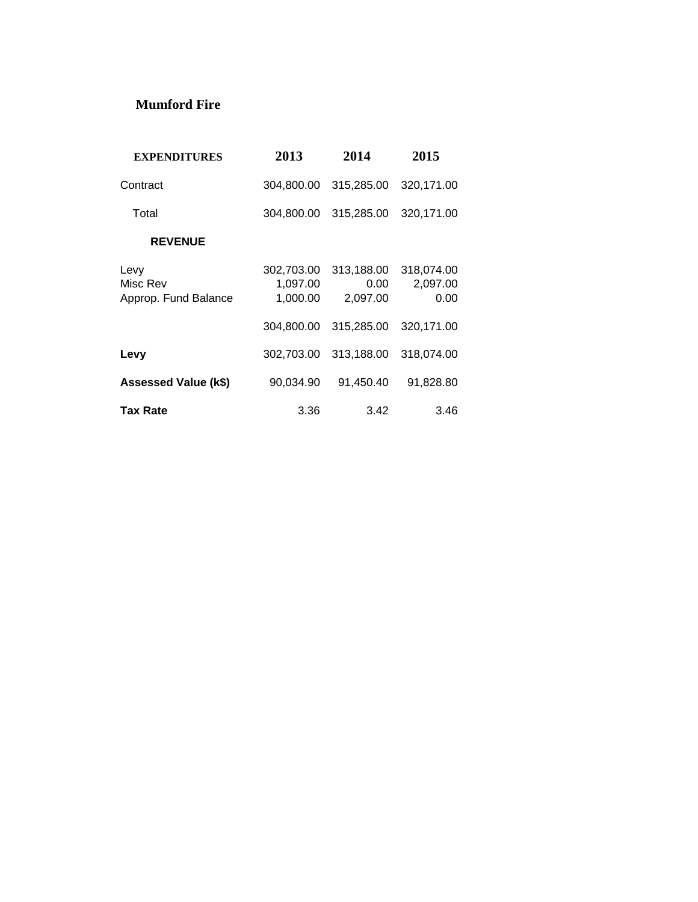# Mumford Fire

| EXPENDITURES | 2013 | 2014 | 2015 |
|---|---|---|---|
| Contract | 304,800.00 | 315,285.00 | 320,171.00 |
| Total | 304,800.00 | 315,285.00 | 320,171.00 |
| **REVENUE** | | | |
| Levy | 302,703.00 | 313,188.00 | 318,074.00 |
| Misc Rev | 1,097.00 | 0.00 | 2,097.00 |
| Approp. Fund Balance | 1,000.00 | 2,097.00 | 0.00 |
| | 304,800.00 | 315,285.00 | 320,171.00 |
| **Levy** | 302,703.00 | 313,188.00 | 318,074.00 |
| **Assessed Value (k$)** | 90,034.90 | 91,450.40 | 91,828.80 |
| **Tax Rate** | 3.36 | 3.42 | 3.46 |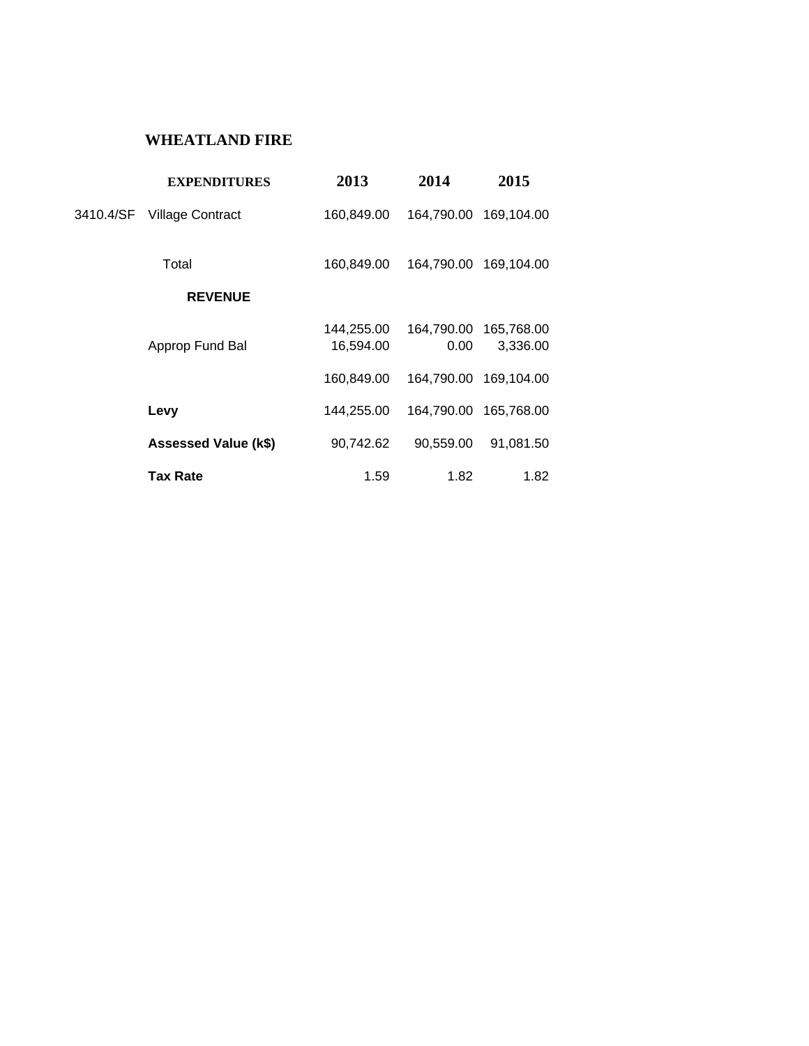# WHEATLAND FIRE

| | EXPENDITURES | 2013 | 2014 | 2015 |
|---|---|---|---|---|
| 3410.4/SF | Village Contract | 160,849.00 | 164,790.00 | 169,104.00 |
| | Total | 160,849.00 | 164,790.00 | 169,104.00 |
| | **REVENUE** | | | |
| | | 144,255.00 | 164,790.00 | 165,768.00 |
| | Approp Fund Bal | 16,594.00 | 0.00 | 3,336.00 |
| | | 160,849.00 | 164,790.00 | 169,104.00 |
| | **Levy** | 144,255.00 | 164,790.00 | 165,768.00 |
| | **Assessed Value (k$)** | 90,742.62 | 90,559.00 | 91,081.50 |
| | **Tax Rate** | 1.59 | 1.82 | 1.82 |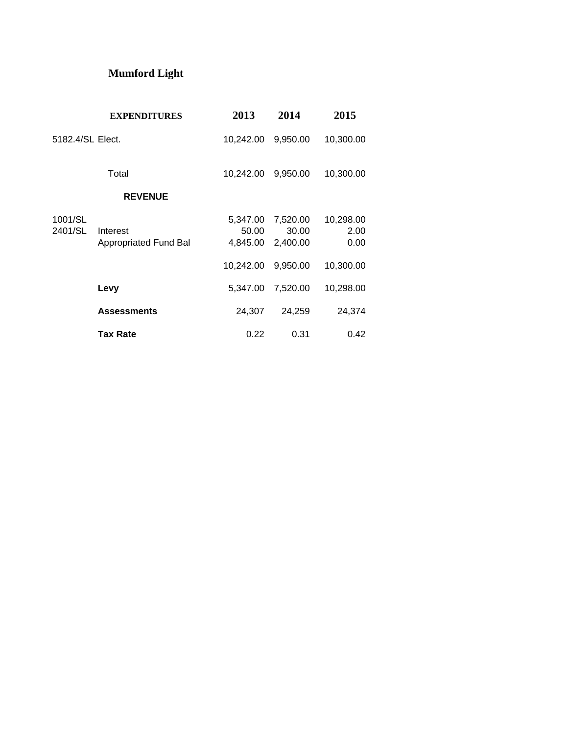# Mumford Light

| | EXPENDITURES | 2013 | 2014 | 2015 |
|---|---|---|---|---|
| 5182.4/SL | Elect. | 10,242.00 | 9,950.00 | 10,300.00 |
| | Total | 10,242.00 | 9,950.00 | 10,300.00 |
| | **REVENUE** | | | |
| 1001/SL | | 5,347.00 | 7,520.00 | 10,298.00 |
| 2401/SL | Interest | 50.00 | 30.00 | 2.00 |
| | Appropriated Fund Bal | 4,845.00 | 2,400.00 | 0.00 |
| | | 10,242.00 | 9,950.00 | 10,300.00 |
| | **Levy** | 5,347.00 | 7,520.00 | 10,298.00 |
| | **Assessments** | 24,307 | 24,259 | 24,374 |
| | **Tax Rate** | 0.22 | 0.31 | 0.42 |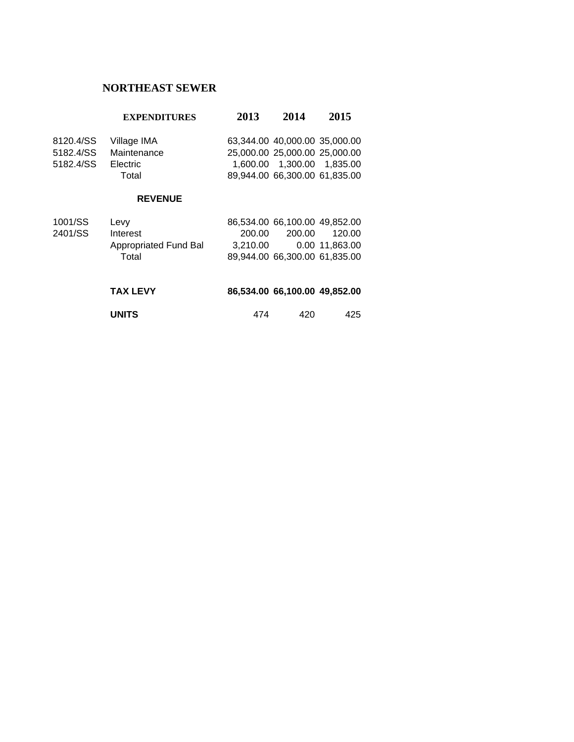## NORTHEAST SEWER

| | EXPENDITURES | 2013 | 2014 | 2015 |
|---|---|---|---|---|
| 8120.4/SS | Village IMA | 63,344.00 | 40,000.00 | 35,000.00 |
| 5182.4/SS | Maintenance | 25,000.00 | 25,000.00 | 25,000.00 |
| 5182.4/SS | Electric | 1,600.00 | 1,300.00 | 1,835.00 |
| | Total | 89,944.00 | 66,300.00 | 61,835.00 |
| | **REVENUE** | | | |
| 1001/SS | Levy | 86,534.00 | 66,100.00 | 49,852.00 |
| 2401/SS | Interest | 200.00 | 200.00 | 120.00 |
| | Appropriated Fund Bal | 3,210.00 | 0.00 | 11,863.00 |
| | Total | 89,944.00 | 66,300.00 | 61,835.00 |
| | **TAX LEVY** | **86,534.00** | **66,100.00** | **49,852.00** |
| | **UNITS** | 474 | 420 | 425 |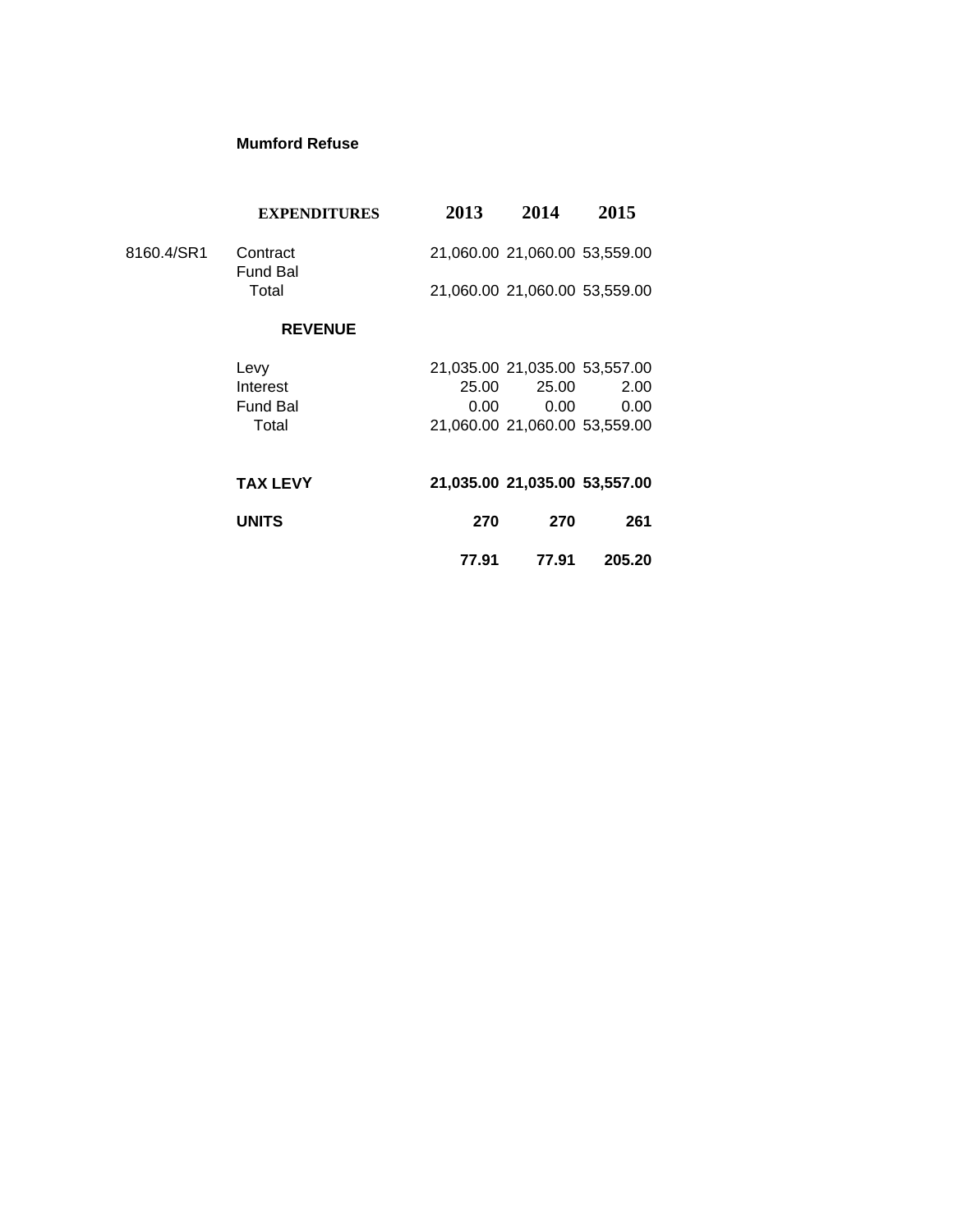**Mumford Refuse**

| | EXPENDITURES | 2013 | 2014 | 2015 |
|---|---|---|---|---|
| 8160.4/SR1 | Contract | 21,060.00 | 21,060.00 | 53,559.00 |
| | Fund Bal | | | |
| | Total | 21,060.00 | 21,060.00 | 53,559.00 |
| | **REVENUE** | | | |
| | Levy | 21,035.00 | 21,035.00 | 53,557.00 |
| | Interest | 25.00 | 25.00 | 2.00 |
| | Fund Bal | 0.00 | 0.00 | 0.00 |
| | Total | 21,060.00 | 21,060.00 | 53,559.00 |
| | **TAX LEVY** | **21,035.00** | **21,035.00** | **53,557.00** |
| | **UNITS** | **270** | **270** | **261** |
| | | **77.91** | **77.91** | **205.20** |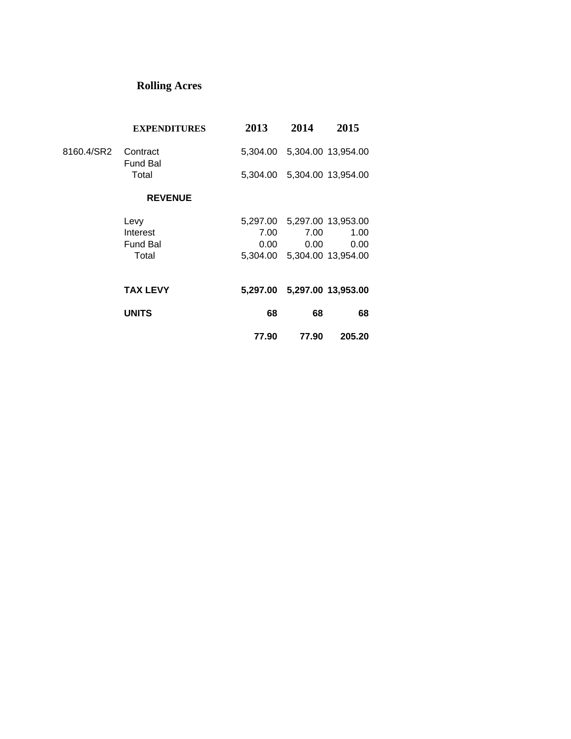# Rolling Acres

| | EXPENDITURES | 2013 | 2014 | 2015 |
|---|---|---|---|---|
| 8160.4/SR2 | Contract | 5,304.00 | 5,304.00 | 13,954.00 |
| | Fund Bal | | | |
| | Total | 5,304.00 | 5,304.00 | 13,954.00 |
| | **REVENUE** | | | |
| | Levy | 5,297.00 | 5,297.00 | 13,953.00 |
| | Interest | 7.00 | 7.00 | 1.00 |
| | Fund Bal | 0.00 | 0.00 | 0.00 |
| | Total | 5,304.00 | 5,304.00 | 13,954.00 |
| | **TAX LEVY** | **5,297.00** | **5,297.00** | **13,953.00** |
| | **UNITS** | **68** | **68** | **68** |
| | | **77.90** | **77.90** | **205.20** |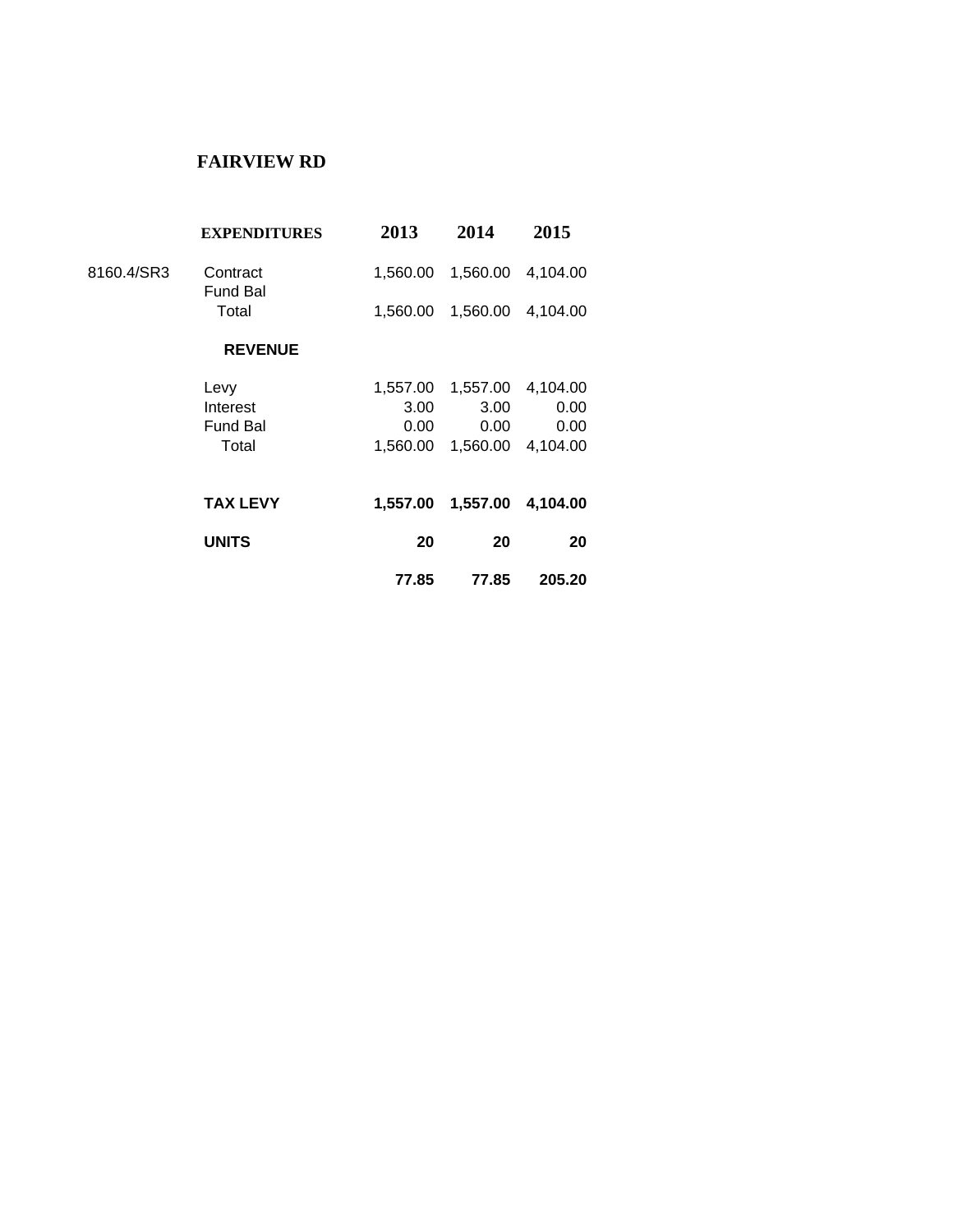# FAIRVIEW RD

| | EXPENDITURES | 2013 | 2014 | 2015 |
|---|---|---|---|---|
| 8160.4/SR3 | Contract | 1,560.00 | 1,560.00 | 4,104.00 |
| | Fund Bal | | | |
| | Total | 1,560.00 | 1,560.00 | 4,104.00 |
| | **REVENUE** | | | |
| | Levy | 1,557.00 | 1,557.00 | 4,104.00 |
| | Interest | 3.00 | 3.00 | 0.00 |
| | Fund Bal | 0.00 | 0.00 | 0.00 |
| | Total | 1,560.00 | 1,560.00 | 4,104.00 |
| | **TAX LEVY** | **1,557.00** | **1,557.00** | **4,104.00** |
| | **UNITS** | **20** | **20** | **20** |
| | | **77.85** | **77.85** | **205.20** |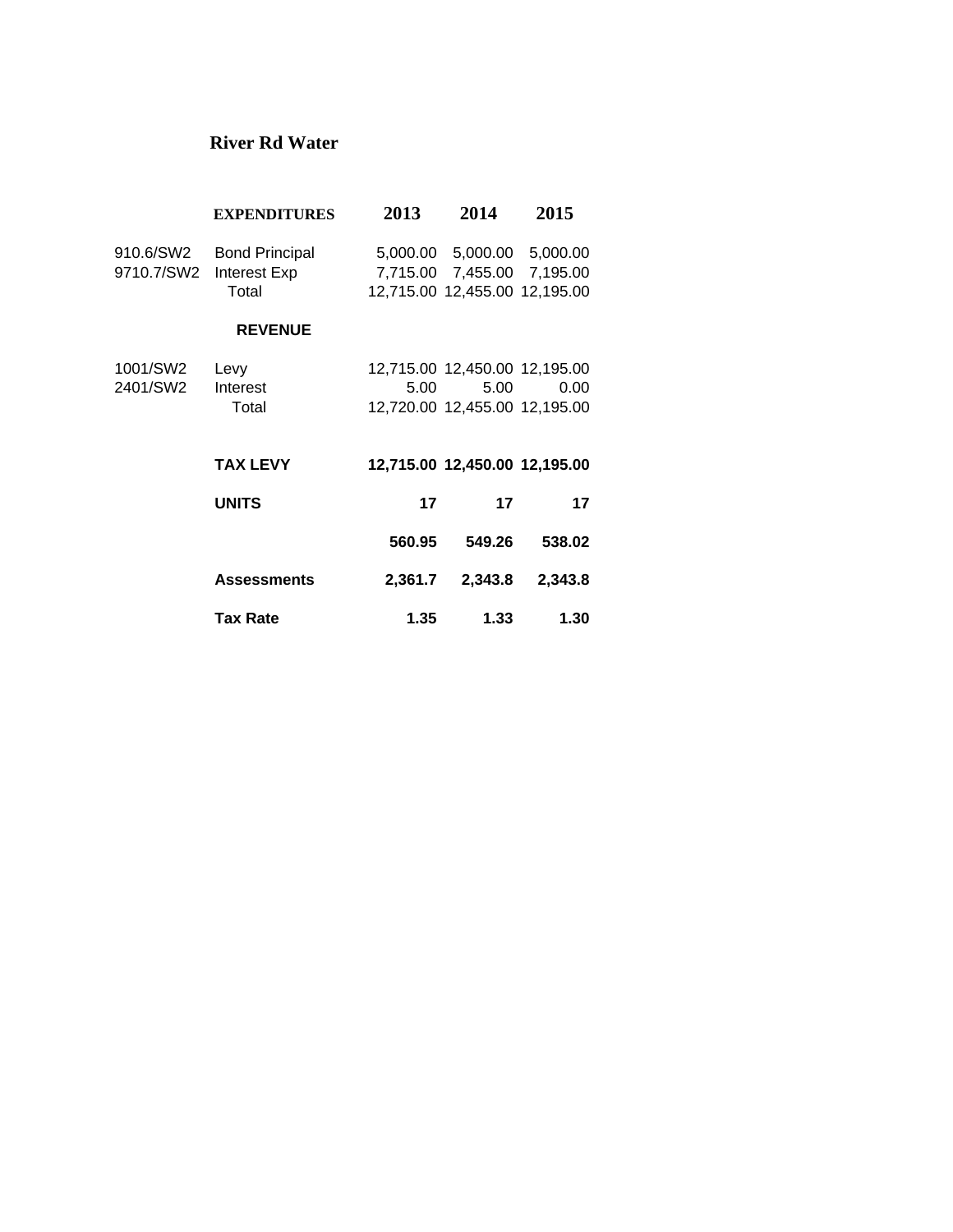# River Rd Water

| | EXPENDITURES | 2013 | 2014 | 2015 |
|---|---|---|---|---|
| 910.6/SW2 | Bond Principal | 5,000.00 | 5,000.00 | 5,000.00 |
| 9710.7/SW2 | Interest Exp | 7,715.00 | 7,455.00 | 7,195.00 |
| | Total | 12,715.00 | 12,455.00 | 12,195.00 |
| | **REVENUE** | | | |
| 1001/SW2 | Levy | 12,715.00 | 12,450.00 | 12,195.00 |
| 2401/SW2 | Interest | 5.00 | 5.00 | 0.00 |
| | Total | 12,720.00 | 12,455.00 | 12,195.00 |
| | **TAX LEVY** | **12,715.00** | **12,450.00** | **12,195.00** |
| | **UNITS** | **17** | **17** | **17** |
| | | **560.95** | **549.26** | **538.02** |
| | **Assessments** | **2,361.7** | **2,343.8** | **2,343.8** |
| | **Tax Rate** | **1.35** | **1.33** | **1.30** |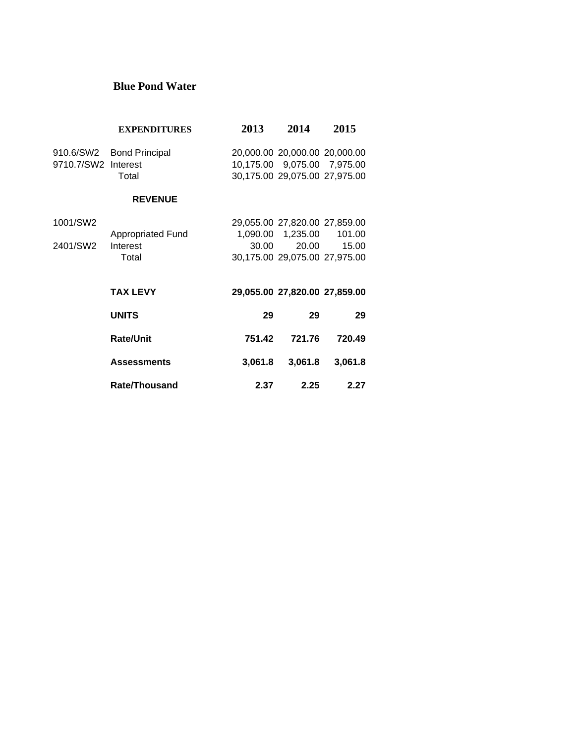# Blue Pond Water

| | EXPENDITURES | 2013 | 2014 | 2015 |
|---|---|---|---|---|
| 910.6/SW2 | Bond Principal | 20,000.00 | 20,000.00 | 20,000.00 |
| 9710.7/SW2 | Interest | 10,175.00 | 9,075.00 | 7,975.00 |
| | Total | 30,175.00 | 29,075.00 | 27,975.00 |
| | **REVENUE** | | | |
| 1001/SW2 | | 29,055.00 | 27,820.00 | 27,859.00 |
| | Appropriated Fund | 1,090.00 | 1,235.00 | 101.00 |
| 2401/SW2 | Interest | 30.00 | 20.00 | 15.00 |
| | Total | 30,175.00 | 29,075.00 | 27,975.00 |
| | **TAX LEVY** | **29,055.00** | **27,820.00** | **27,859.00** |
| | **UNITS** | **29** | **29** | **29** |
| | **Rate/Unit** | **751.42** | **721.76** | **720.49** |
| | **Assessments** | **3,061.8** | **3,061.8** | **3,061.8** |
| | **Rate/Thousand** | **2.37** | **2.25** | **2.27** |